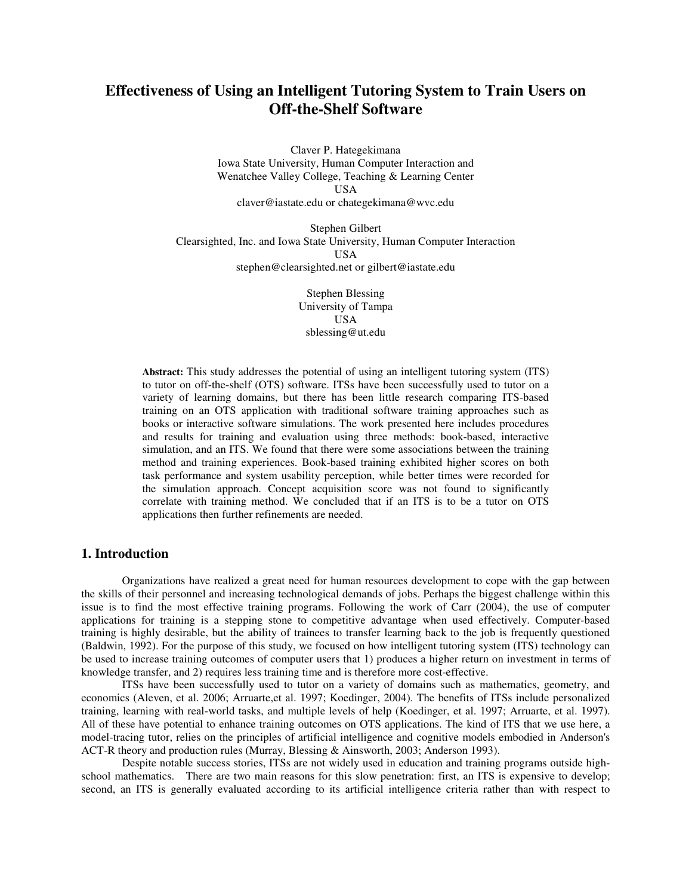# Effectiveness of Using an Intelligent Tutoring System to Train Users on Off-the-Shelf Software

Claver P. Hategekimana
Iowa State University, Human Computer Interaction and
Wenatchee Valley College, Teaching & Learning Center
USA
claver@iastate.edu or chategekimana@wvc.edu

Stephen Gilbert
Clearsighted, Inc. and Iowa State University, Human Computer Interaction
USA
stephen@clearsighted.net or gilbert@iastate.edu

Stephen Blessing
University of Tampa
USA
sblessing@ut.edu

**Abstract:** This study addresses the potential of using an intelligent tutoring system (ITS) to tutor on off-the-shelf (OTS) software. ITSs have been successfully used to tutor on a variety of learning domains, but there has been little research comparing ITS-based training on an OTS application with traditional software training approaches such as books or interactive software simulations. The work presented here includes procedures and results for training and evaluation using three methods: book-based, interactive simulation, and an ITS. We found that there were some associations between the training method and training experiences. Book-based training exhibited higher scores on both task performance and system usability perception, while better times were recorded for the simulation approach. Concept acquisition score was not found to significantly correlate with training method. We concluded that if an ITS is to be a tutor on OTS applications then further refinements are needed.

## 1. Introduction

Organizations have realized a great need for human resources development to cope with the gap between the skills of their personnel and increasing technological demands of jobs. Perhaps the biggest challenge within this issue is to find the most effective training programs. Following the work of Carr (2004), the use of computer applications for training is a stepping stone to competitive advantage when used effectively. Computer-based training is highly desirable, but the ability of trainees to transfer learning back to the job is frequently questioned (Baldwin, 1992). For the purpose of this study, we focused on how intelligent tutoring system (ITS) technology can be used to increase training outcomes of computer users that 1) produces a higher return on investment in terms of knowledge transfer, and 2) requires less training time and is therefore more cost-effective.

ITSs have been successfully used to tutor on a variety of domains such as mathematics, geometry, and economics (Aleven, et al. 2006; Arruarte,et al. 1997; Koedinger, 2004). The benefits of ITSs include personalized training, learning with real-world tasks, and multiple levels of help (Koedinger, et al. 1997; Arruarte, et al. 1997). All of these have potential to enhance training outcomes on OTS applications. The kind of ITS that we use here, a model-tracing tutor, relies on the principles of artificial intelligence and cognitive models embodied in Anderson's ACT-R theory and production rules (Murray, Blessing & Ainsworth, 2003; Anderson 1993).

Despite notable success stories, ITSs are not widely used in education and training programs outside high-school mathematics. There are two main reasons for this slow penetration: first, an ITS is expensive to develop; second, an ITS is generally evaluated according to its artificial intelligence criteria rather than with respect to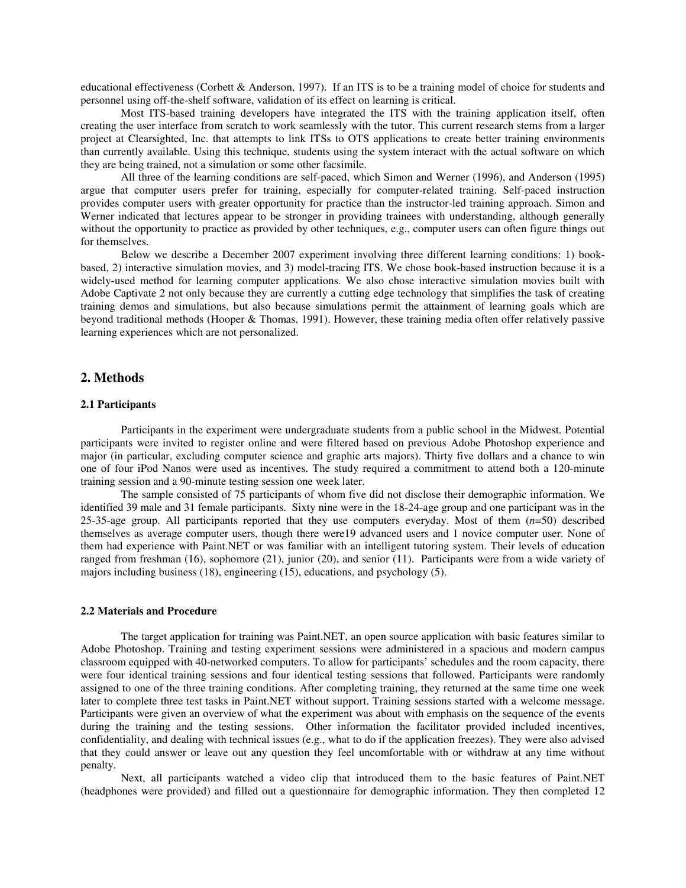educational effectiveness (Corbett & Anderson, 1997). If an ITS is to be a training model of choice for students and personnel using off-the-shelf software, validation of its effect on learning is critical.

Most ITS-based training developers have integrated the ITS with the training application itself, often creating the user interface from scratch to work seamlessly with the tutor. This current research stems from a larger project at Clearsighted, Inc. that attempts to link ITSs to OTS applications to create better training environments than currently available. Using this technique, students using the system interact with the actual software on which they are being trained, not a simulation or some other facsimile.

All three of the learning conditions are self-paced, which Simon and Werner (1996), and Anderson (1995) argue that computer users prefer for training, especially for computer-related training. Self-paced instruction provides computer users with greater opportunity for practice than the instructor-led training approach. Simon and Werner indicated that lectures appear to be stronger in providing trainees with understanding, although generally without the opportunity to practice as provided by other techniques, e.g., computer users can often figure things out for themselves.

Below we describe a December 2007 experiment involving three different learning conditions: 1) book-based, 2) interactive simulation movies, and 3) model-tracing ITS. We chose book-based instruction because it is a widely-used method for learning computer applications. We also chose interactive simulation movies built with Adobe Captivate 2 not only because they are currently a cutting edge technology that simplifies the task of creating training demos and simulations, but also because simulations permit the attainment of learning goals which are beyond traditional methods (Hooper & Thomas, 1991). However, these training media often offer relatively passive learning experiences which are not personalized.

## 2. Methods

### 2.1 Participants

Participants in the experiment were undergraduate students from a public school in the Midwest. Potential participants were invited to register online and were filtered based on previous Adobe Photoshop experience and major (in particular, excluding computer science and graphic arts majors). Thirty five dollars and a chance to win one of four iPod Nanos were used as incentives. The study required a commitment to attend both a 120-minute training session and a 90-minute testing session one week later.

The sample consisted of 75 participants of whom five did not disclose their demographic information. We identified 39 male and 31 female participants. Sixty nine were in the 18-24-age group and one participant was in the 25-35-age group. All participants reported that they use computers everyday. Most of them (*n*=50) described themselves as average computer users, though there were19 advanced users and 1 novice computer user. None of them had experience with Paint.NET or was familiar with an intelligent tutoring system. Their levels of education ranged from freshman (16), sophomore (21), junior (20), and senior (11). Participants were from a wide variety of majors including business (18), engineering (15), educations, and psychology (5).

### 2.2 Materials and Procedure

The target application for training was Paint.NET, an open source application with basic features similar to Adobe Photoshop. Training and testing experiment sessions were administered in a spacious and modern campus classroom equipped with 40-networked computers. To allow for participants' schedules and the room capacity, there were four identical training sessions and four identical testing sessions that followed. Participants were randomly assigned to one of the three training conditions. After completing training, they returned at the same time one week later to complete three test tasks in Paint.NET without support. Training sessions started with a welcome message. Participants were given an overview of what the experiment was about with emphasis on the sequence of the events during the training and the testing sessions. Other information the facilitator provided included incentives, confidentiality, and dealing with technical issues (e.g., what to do if the application freezes). They were also advised that they could answer or leave out any question they feel uncomfortable with or withdraw at any time without penalty.

Next, all participants watched a video clip that introduced them to the basic features of Paint.NET (headphones were provided) and filled out a questionnaire for demographic information. They then completed 12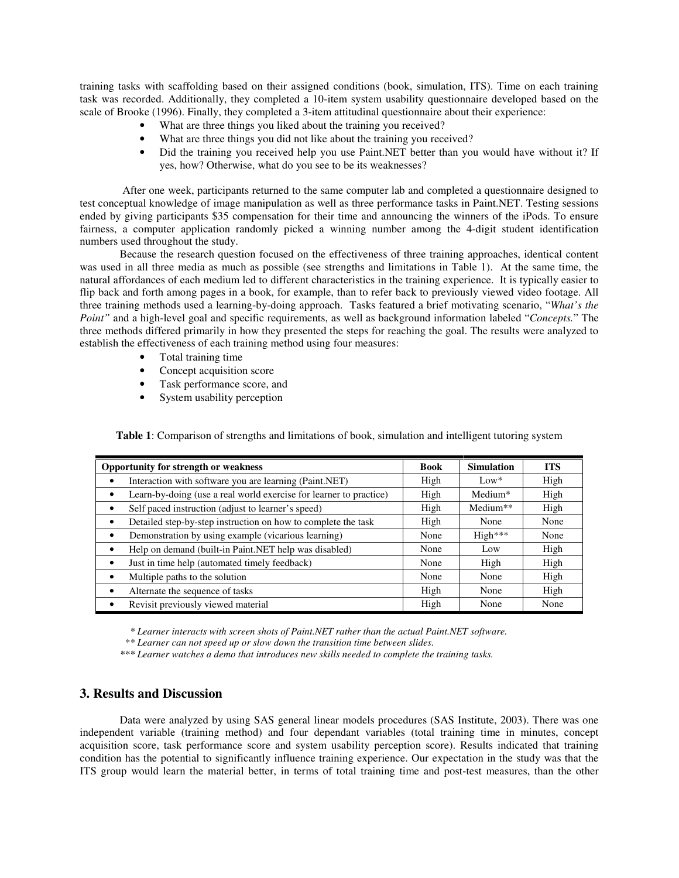training tasks with scaffolding based on their assigned conditions (book, simulation, ITS). Time on each training task was recorded. Additionally, they completed a 10-item system usability questionnaire developed based on the scale of Brooke (1996). Finally, they completed a 3-item attitudinal questionnaire about their experience:

- What are three things you liked about the training you received?
- What are three things you did not like about the training you received?
- Did the training you received help you use Paint.NET better than you would have without it? If yes, how? Otherwise, what do you see to be its weaknesses?

After one week, participants returned to the same computer lab and completed a questionnaire designed to test conceptual knowledge of image manipulation as well as three performance tasks in Paint.NET. Testing sessions ended by giving participants $35 compensation for their time and announcing the winners of the iPods. To ensure fairness, a computer application randomly picked a winning number among the 4-digit student identification numbers used throughout the study.

Because the research question focused on the effectiveness of three training approaches, identical content was used in all three media as much as possible (see strengths and limitations in Table 1). At the same time, the natural affordances of each medium led to different characteristics in the training experience. It is typically easier to flip back and forth among pages in a book, for example, than to refer back to previously viewed video footage. All three training methods used a learning-by-doing approach. Tasks featured a brief motivating scenario, "*What's the Point"* and a high-level goal and specific requirements, as well as background information labeled "*Concepts.*" The three methods differed primarily in how they presented the steps for reaching the goal. The results were analyzed to establish the effectiveness of each training method using four measures:

- Total training time
- Concept acquisition score
- Task performance score, and
- System usability perception

**Table 1**: Comparison of strengths and limitations of book, simulation and intelligent tutoring system

| Opportunity for strength or weakness | Book | Simulation | ITS |
|---|---|---|---|
| • Interaction with software you are learning (Paint.NET) | High | Low* | High |
| • Learn-by-doing (use a real world exercise for learner to practice) | High | Medium* | High |
| • Self paced instruction (adjust to learner's speed) | High | Medium** | High |
| • Detailed step-by-step instruction on how to complete the task | High | None | None |
| • Demonstration by using example (vicarious learning) | None | High*** | None |
| • Help on demand (built-in Paint.NET help was disabled) | None | Low | High |
| • Just in time help (automated timely feedback) | None | High | High |
| • Multiple paths to the solution | None | None | High |
| • Alternate the sequence of tasks | High | None | High |
| • Revisit previously viewed material | High | None | None |

*\* Learner interacts with screen shots of Paint.NET rather than the actual Paint.NET software.*
*\*\* Learner can not speed up or slow down the transition time between slides.*
*\*\*\* Learner watches a demo that introduces new skills needed to complete the training tasks.*

## 3. Results and Discussion

Data were analyzed by using SAS general linear models procedures (SAS Institute, 2003). There was one independent variable (training method) and four dependant variables (total training time in minutes, concept acquisition score, task performance score and system usability perception score). Results indicated that training condition has the potential to significantly influence training experience. Our expectation in the study was that the ITS group would learn the material better, in terms of total training time and post-test measures, than the other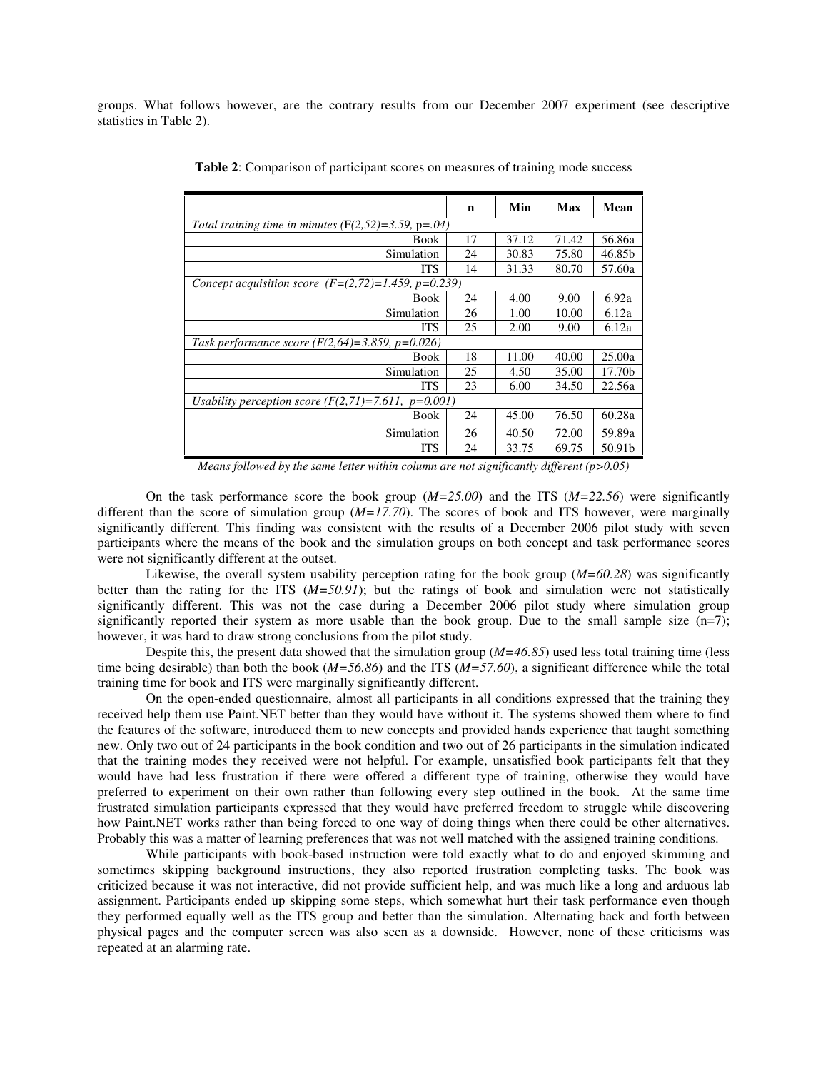groups. What follows however, are the contrary results from our December 2007 experiment (see descriptive statistics in Table 2).

**Table 2**: Comparison of participant scores on measures of training mode success

| | n | Min | Max | Mean |
|---|---|---|---|---|
| *Total training time in minutes* ($F(2,52)=3.59$, $p=.04$) | | | | |
| Book | 17 | 37.12 | 71.42 | 56.86a |
| Simulation | 24 | 30.83 | 75.80 | 46.85b |
| ITS | 14 | 31.33 | 80.70 | 57.60a |
| *Concept acquisition score* ($F=(2,72)=1.459$, $p=0.239$) | | | | |
| Book | 24 | 4.00 | 9.00 | 6.92a |
| Simulation | 26 | 1.00 | 10.00 | 6.12a |
| ITS | 25 | 2.00 | 9.00 | 6.12a |
| *Task performance score* ($F(2,64)=3.859$, $p=0.026$) | | | | |
| Book | 18 | 11.00 | 40.00 | 25.00a |
| Simulation | 25 | 4.50 | 35.00 | 17.70b |
| ITS | 23 | 6.00 | 34.50 | 22.56a |
| *Usability perception score* ($F(2,71)=7.611$, $p=0.001$) | | | | |
| Book | 24 | 45.00 | 76.50 | 60.28a |
| Simulation | 26 | 40.50 | 72.00 | 59.89a |
| ITS | 24 | 33.75 | 69.75 | 50.91b |

*Means followed by the same letter within column are not significantly different ($p>0.05$)*

On the task performance score the book group ($M=25.00$) and the ITS ($M=22.56$) were significantly different than the score of simulation group ($M=17.70$). The scores of book and ITS however, were marginally significantly different. This finding was consistent with the results of a December 2006 pilot study with seven participants where the means of the book and the simulation groups on both concept and task performance scores were not significantly different at the outset.

Likewise, the overall system usability perception rating for the book group ($M=60.28$) was significantly better than the rating for the ITS ($M=50.91$); but the ratings of book and simulation were not statistically significantly different. This was not the case during a December 2006 pilot study where simulation group significantly reported their system as more usable than the book group. Due to the small sample size ($n=7$); however, it was hard to draw strong conclusions from the pilot study.

Despite this, the present data showed that the simulation group ($M=46.85$) used less total training time (less time being desirable) than both the book ($M=56.86$) and the ITS ($M=57.60$), a significant difference while the total training time for book and ITS were marginally significantly different.

On the open-ended questionnaire, almost all participants in all conditions expressed that the training they received help them use Paint.NET better than they would have without it. The systems showed them where to find the features of the software, introduced them to new concepts and provided hands experience that taught something new. Only two out of 24 participants in the book condition and two out of 26 participants in the simulation indicated that the training modes they received were not helpful. For example, unsatisfied book participants felt that they would have had less frustration if there were offered a different type of training, otherwise they would have preferred to experiment on their own rather than following every step outlined in the book. At the same time frustrated simulation participants expressed that they would have preferred freedom to struggle while discovering how Paint.NET works rather than being forced to one way of doing things when there could be other alternatives. Probably this was a matter of learning preferences that was not well matched with the assigned training conditions.

While participants with book-based instruction were told exactly what to do and enjoyed skimming and sometimes skipping background instructions, they also reported frustration completing tasks. The book was criticized because it was not interactive, did not provide sufficient help, and was much like a long and arduous lab assignment. Participants ended up skipping some steps, which somewhat hurt their task performance even though they performed equally well as the ITS group and better than the simulation. Alternating back and forth between physical pages and the computer screen was also seen as a downside. However, none of these criticisms was repeated at an alarming rate.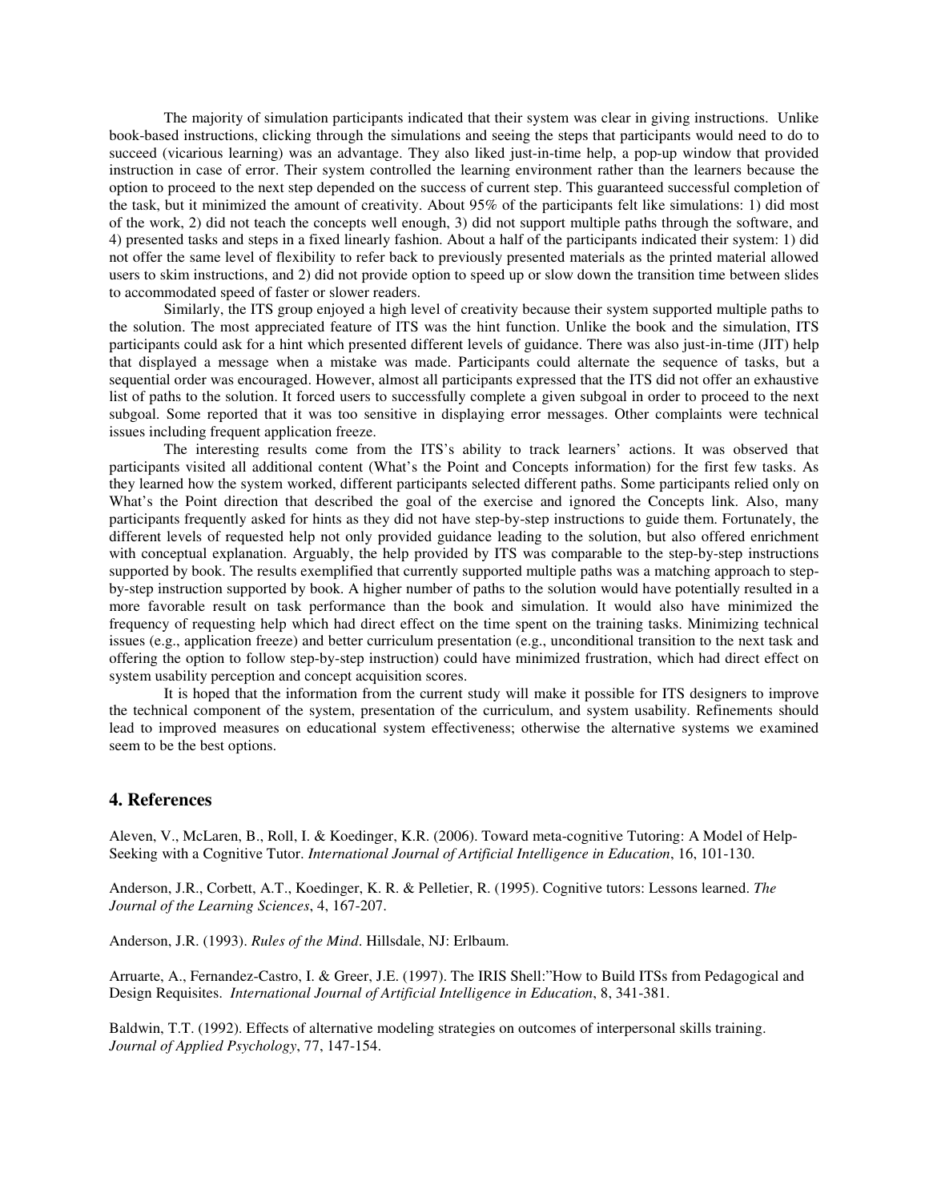The majority of simulation participants indicated that their system was clear in giving instructions. Unlike book-based instructions, clicking through the simulations and seeing the steps that participants would need to do to succeed (vicarious learning) was an advantage. They also liked just-in-time help, a pop-up window that provided instruction in case of error. Their system controlled the learning environment rather than the learners because the option to proceed to the next step depended on the success of current step. This guaranteed successful completion of the task, but it minimized the amount of creativity. About 95% of the participants felt like simulations: 1) did most of the work, 2) did not teach the concepts well enough, 3) did not support multiple paths through the software, and 4) presented tasks and steps in a fixed linearly fashion. About a half of the participants indicated their system: 1) did not offer the same level of flexibility to refer back to previously presented materials as the printed material allowed users to skim instructions, and 2) did not provide option to speed up or slow down the transition time between slides to accommodated speed of faster or slower readers.

Similarly, the ITS group enjoyed a high level of creativity because their system supported multiple paths to the solution. The most appreciated feature of ITS was the hint function. Unlike the book and the simulation, ITS participants could ask for a hint which presented different levels of guidance. There was also just-in-time (JIT) help that displayed a message when a mistake was made. Participants could alternate the sequence of tasks, but a sequential order was encouraged. However, almost all participants expressed that the ITS did not offer an exhaustive list of paths to the solution. It forced users to successfully complete a given subgoal in order to proceed to the next subgoal. Some reported that it was too sensitive in displaying error messages. Other complaints were technical issues including frequent application freeze.

The interesting results come from the ITS's ability to track learners' actions. It was observed that participants visited all additional content (What's the Point and Concepts information) for the first few tasks. As they learned how the system worked, different participants selected different paths. Some participants relied only on What's the Point direction that described the goal of the exercise and ignored the Concepts link. Also, many participants frequently asked for hints as they did not have step-by-step instructions to guide them. Fortunately, the different levels of requested help not only provided guidance leading to the solution, but also offered enrichment with conceptual explanation. Arguably, the help provided by ITS was comparable to the step-by-step instructions supported by book. The results exemplified that currently supported multiple paths was a matching approach to step-by-step instruction supported by book. A higher number of paths to the solution would have potentially resulted in a more favorable result on task performance than the book and simulation. It would also have minimized the frequency of requesting help which had direct effect on the time spent on the training tasks. Minimizing technical issues (e.g., application freeze) and better curriculum presentation (e.g., unconditional transition to the next task and offering the option to follow step-by-step instruction) could have minimized frustration, which had direct effect on system usability perception and concept acquisition scores.

It is hoped that the information from the current study will make it possible for ITS designers to improve the technical component of the system, presentation of the curriculum, and system usability. Refinements should lead to improved measures on educational system effectiveness; otherwise the alternative systems we examined seem to be the best options.

## 4. References

Aleven, V., McLaren, B., Roll, I. & Koedinger, K.R. (2006). Toward meta-cognitive Tutoring: A Model of Help-Seeking with a Cognitive Tutor. *International Journal of Artificial Intelligence in Education*, 16, 101-130.

Anderson, J.R., Corbett, A.T., Koedinger, K. R. & Pelletier, R. (1995). Cognitive tutors: Lessons learned. *The Journal of the Learning Sciences*, 4, 167-207.

Anderson, J.R. (1993). *Rules of the Mind*. Hillsdale, NJ: Erlbaum.

Arruarte, A., Fernandez-Castro, I. & Greer, J.E. (1997). The IRIS Shell:"How to Build ITSs from Pedagogical and Design Requisites. *International Journal of Artificial Intelligence in Education*, 8, 341-381.

Baldwin, T.T. (1992). Effects of alternative modeling strategies on outcomes of interpersonal skills training. *Journal of Applied Psychology*, 77, 147-154.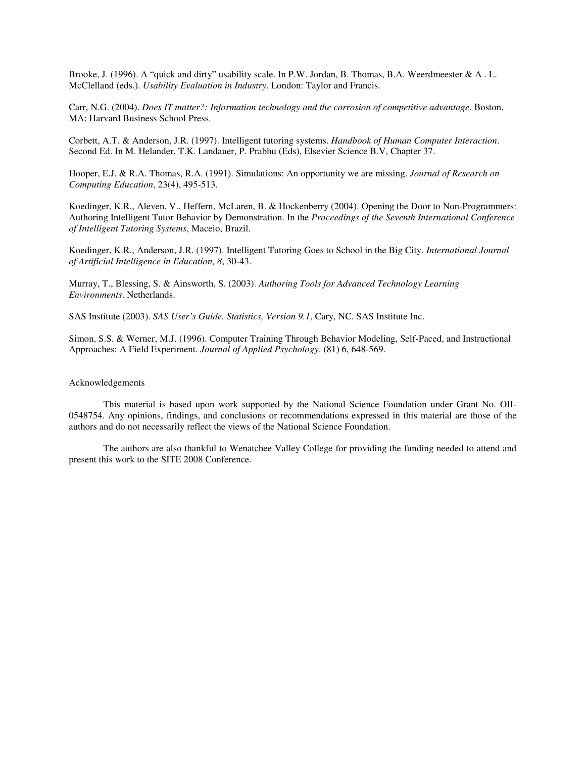Brooke, J. (1996). A "quick and dirty" usability scale. In P.W. Jordan, B. Thomas, B.A. Weerdmeester & A . L. McClelland (eds.). *Usability Evaluation in Industry*. London: Taylor and Francis.

Carr, N.G. (2004). *Does IT matter?: Information technology and the corrosion of competitive advantage*. Boston, MA; Harvard Business School Press.

Corbett, A.T. & Anderson, J.R. (1997). Intelligent tutoring systems. *Handbook of Human Computer Interaction*. Second Ed. In M. Helander, T.K. Landauer, P. Prabhu (Eds), Elsevier Science B.V, Chapter 37.

Hooper, E.J. & R.A. Thomas, R.A. (1991). Simulations: An opportunity we are missing. *Journal of Research on Computing Education*, 23(4), 495-513.

Koedinger, K.R., Aleven, V., Heffern, McLaren, B. & Hockenberry (2004). Opening the Door to Non-Programmers: Authoring Intelligent Tutor Behavior by Demonstration. In the *Proceedings of the Seventh International Conference of Intelligent Tutoring Systems*, Maceio, Brazil.

Koedinger, K.R., Anderson, J.R. (1997). Intelligent Tutoring Goes to School in the Big City. *International Journal of Artificial Intelligence in Education, 8*, 30-43.

Murray, T., Blessing, S. & Ainsworth, S. (2003). *Authoring Tools for Advanced Technology Learning Environments*. Netherlands.

SAS Institute (2003). *SAS User's Guide. Statistics, Version 9.1*, Cary, NC. SAS Institute Inc.

Simon, S.S. & Werner, M.J. (1996). Computer Training Through Behavior Modeling, Self-Paced, and Instructional Approaches: A Field Experiment. *Journal of Applied Psychology*. (81) 6, 648-569.

Acknowledgements

This material is based upon work supported by the National Science Foundation under Grant No. OII-0548754. Any opinions, findings, and conclusions or recommendations expressed in this material are those of the authors and do not necessarily reflect the views of the National Science Foundation.

The authors are also thankful to Wenatchee Valley College for providing the funding needed to attend and present this work to the SITE 2008 Conference.